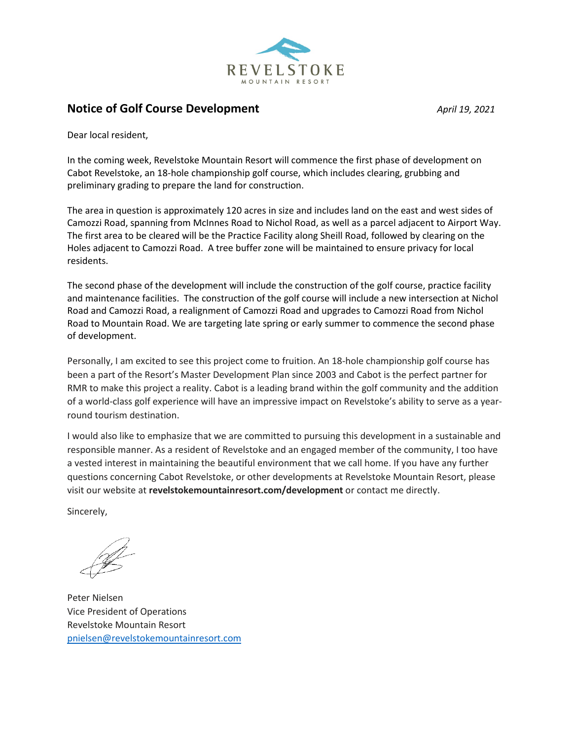REVELSTOKE
MOUNTAIN RESORT

## Notice of Golf Course Development

*April 19, 2021*

Dear local resident,

In the coming week, Revelstoke Mountain Resort will commence the first phase of development on Cabot Revelstoke, an 18-hole championship golf course, which includes clearing, grubbing and preliminary grading to prepare the land for construction.

The area in question is approximately 120 acres in size and includes land on the east and west sides of Camozzi Road, spanning from McInnes Road to Nichol Road, as well as a parcel adjacent to Airport Way. The first area to be cleared will be the Practice Facility along Sheill Road, followed by clearing on the Holes adjacent to Camozzi Road. A tree buffer zone will be maintained to ensure privacy for local residents.

The second phase of the development will include the construction of the golf course, practice facility and maintenance facilities. The construction of the golf course will include a new intersection at Nichol Road and Camozzi Road, a realignment of Camozzi Road and upgrades to Camozzi Road from Nichol Road to Mountain Road. We are targeting late spring or early summer to commence the second phase of development.

Personally, I am excited to see this project come to fruition. An 18-hole championship golf course has been a part of the Resort's Master Development Plan since 2003 and Cabot is the perfect partner for RMR to make this project a reality. Cabot is a leading brand within the golf community and the addition of a world-class golf experience will have an impressive impact on Revelstoke's ability to serve as a year-round tourism destination.

I would also like to emphasize that we are committed to pursuing this development in a sustainable and responsible manner. As a resident of Revelstoke and an engaged member of the community, I too have a vested interest in maintaining the beautiful environment that we call home. If you have any further questions concerning Cabot Revelstoke, or other developments at Revelstoke Mountain Resort, please visit our website at **revelstokemountainresort.com/development** or contact me directly.

Sincerely,

Peter Nielsen
Vice President of Operations
Revelstoke Mountain Resort
pnielsen@revelstokemountainresort.com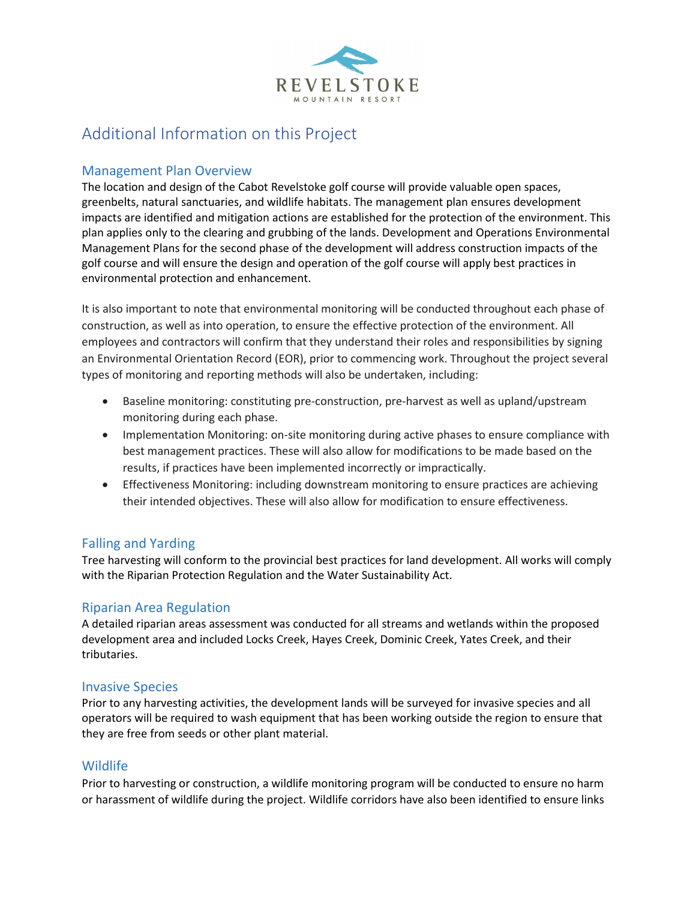# Additional Information on this Project

## Management Plan Overview

The location and design of the Cabot Revelstoke golf course will provide valuable open spaces, greenbelts, natural sanctuaries, and wildlife habitats. The management plan ensures development impacts are identified and mitigation actions are established for the protection of the environment. This plan applies only to the clearing and grubbing of the lands. Development and Operations Environmental Management Plans for the second phase of the development will address construction impacts of the golf course and will ensure the design and operation of the golf course will apply best practices in environmental protection and enhancement.

It is also important to note that environmental monitoring will be conducted throughout each phase of construction, as well as into operation, to ensure the effective protection of the environment. All employees and contractors will confirm that they understand their roles and responsibilities by signing an Environmental Orientation Record (EOR), prior to commencing work. Throughout the project several types of monitoring and reporting methods will also be undertaken, including:

- Baseline monitoring: constituting pre-construction, pre-harvest as well as upland/upstream monitoring during each phase.
- Implementation Monitoring: on-site monitoring during active phases to ensure compliance with best management practices. These will also allow for modifications to be made based on the results, if practices have been implemented incorrectly or impractically.
- Effectiveness Monitoring: including downstream monitoring to ensure practices are achieving their intended objectives. These will also allow for modification to ensure effectiveness.

## Falling and Yarding

Tree harvesting will conform to the provincial best practices for land development. All works will comply with the Riparian Protection Regulation and the Water Sustainability Act.

## Riparian Area Regulation

A detailed riparian areas assessment was conducted for all streams and wetlands within the proposed development area and included Locks Creek, Hayes Creek, Dominic Creek, Yates Creek, and their tributaries.

## Invasive Species

Prior to any harvesting activities, the development lands will be surveyed for invasive species and all operators will be required to wash equipment that has been working outside the region to ensure that they are free from seeds or other plant material.

## Wildlife

Prior to harvesting or construction, a wildlife monitoring program will be conducted to ensure no harm or harassment of wildlife during the project. Wildlife corridors have also been identified to ensure links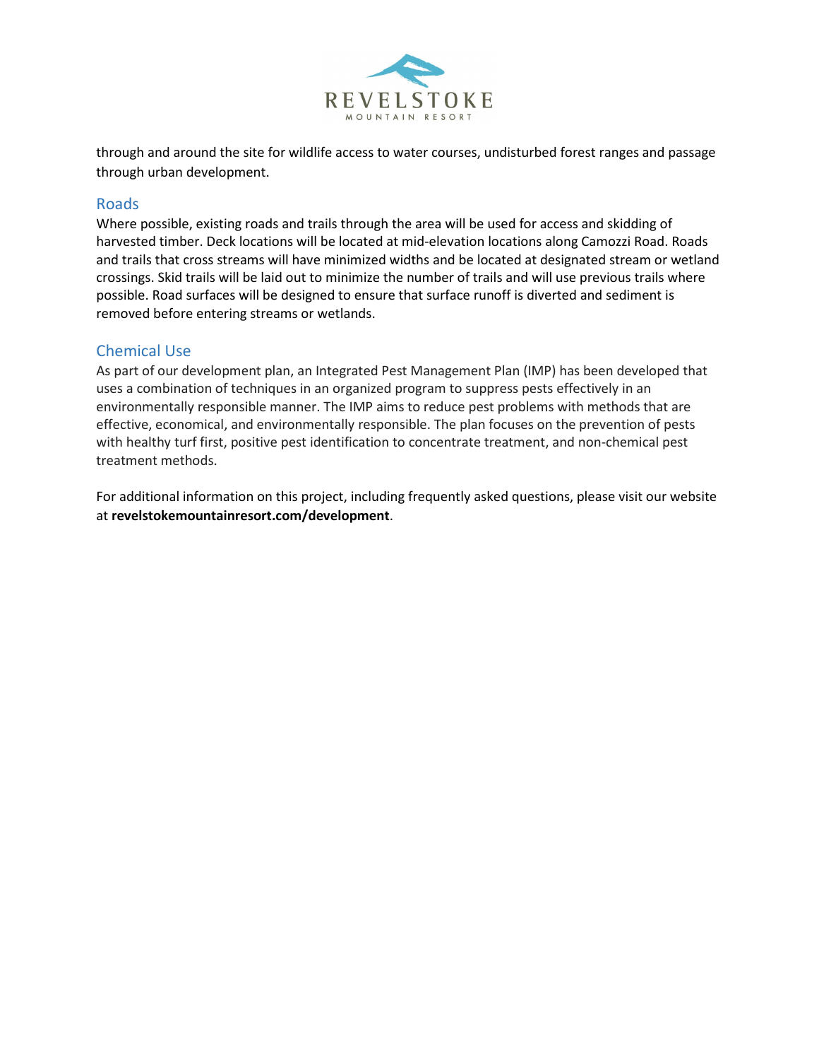through and around the site for wildlife access to water courses, undisturbed forest ranges and passage through urban development.

## Roads

Where possible, existing roads and trails through the area will be used for access and skidding of harvested timber. Deck locations will be located at mid-elevation locations along Camozzi Road. Roads and trails that cross streams will have minimized widths and be located at designated stream or wetland crossings. Skid trails will be laid out to minimize the number of trails and will use previous trails where possible. Road surfaces will be designed to ensure that surface runoff is diverted and sediment is removed before entering streams or wetlands.

## Chemical Use

As part of our development plan, an Integrated Pest Management Plan (IMP) has been developed that uses a combination of techniques in an organized program to suppress pests effectively in an environmentally responsible manner. The IMP aims to reduce pest problems with methods that are effective, economical, and environmentally responsible. The plan focuses on the prevention of pests with healthy turf first, positive pest identification to concentrate treatment, and non-chemical pest treatment methods.

For additional information on this project, including frequently asked questions, please visit our website at **revelstokemountainresort.com/development**.